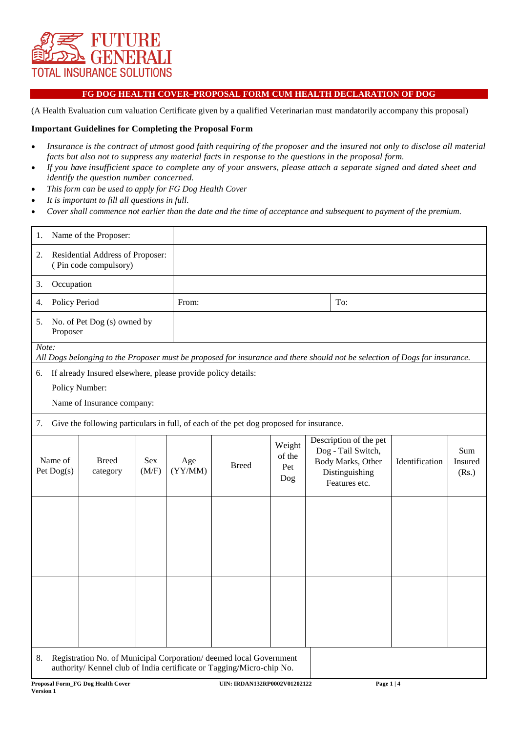FUTURE GENERALI
TOTAL INSURANCE SOLUTIONS

## FG DOG HEALTH COVER–PROPOSAL FORM CUM HEALTH DECLARATION OF DOG

(A Health Evaluation cum valuation Certificate given by a qualified Veterinarian must mandatorily accompany this proposal)

### Important Guidelines for Completing the Proposal Form

- *Insurance is the contract of utmost good faith requiring of the proposer and the insured not only to disclose all material facts but also not to suppress any material facts in response to the questions in the proposal form.*
- *If you have insufficient space to complete any of your answers, please attach a separate signed and dated sheet and identify the question number concerned.*
- *This form can be used to apply for FG Dog Health Cover*
- *It is important to fill all questions in full.*
- *Cover shall commence not earlier than the date and the time of acceptance and subsequent to payment of the premium.*

| | | |
|---|---|---|
| 1. Name of the Proposer: | | |
| 2. Residential Address of Proposer: ( Pin code compulsory) | | |
| 3. Occupation | | |
| 4. Policy Period | From: | To: |
| 5. No. of Pet Dog (s) owned by Proposer | | |

*Note:*
*All Dogs belonging to the Proposer must be proposed for insurance and there should not be selection of Dogs for insurance.*

6. If already Insured elsewhere, please provide policy details:

   Policy Number:

   Name of Insurance company:

7. Give the following particulars in full, of each of the pet dog proposed for insurance.

| Name of Pet Dog(s) | Breed category | Sex (M/F) | Age (YY/MM) | Breed | Weight of the Pet Dog | Description of the pet Dog - Tail Switch, Body Marks, Other Distinguishing Features etc. | Identification | Sum Insured (Rs.) |
|---|---|---|---|---|---|---|---|---|
| | | | | | | | | |
| | | | | | | | | |

| | |
|---|---|
| 8. Registration No. of Municipal Corporation/ deemed local Government authority/ Kennel club of India certificate or Tagging/Micro-chip No. | |

Proposal Form_FG Dog Health Cover
Version 1
UIN: IRDAN132RP0002V01202122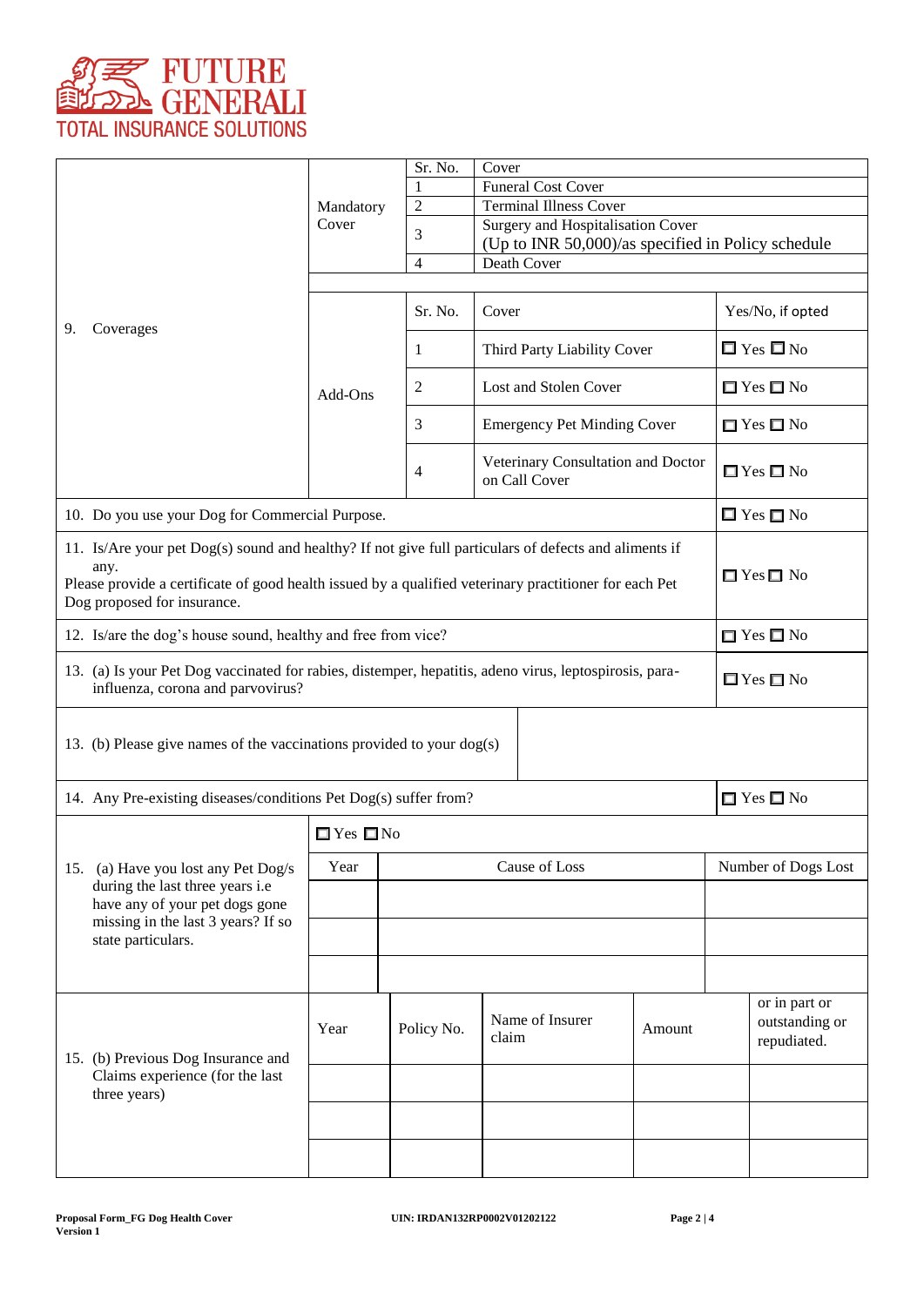| 9. Coverages | Mandatory Cover | Sr. No. | Cover | |
|---|---|---|---|---|
| | | 1 | Funeral Cost Cover | |
| | | 2 | Terminal Illness Cover | |
| | | 3 | Surgery and Hospitalisation Cover (Up to INR 50,000)/as specified in Policy schedule | |
| | | 4 | Death Cover | |
| | Add-Ons | Sr. No. | Cover | Yes/No, if opted |
| | | 1 | Third Party Liability Cover | ☐ Yes ☐ No |
| | | 2 | Lost and Stolen Cover | ☐ Yes ☐ No |
| | | 3 | Emergency Pet Minding Cover | ☐ Yes ☐ No |
| | | 4 | Veterinary Consultation and Doctor on Call Cover | ☐ Yes ☐ No |

| Question | Response |
|---|---|
| 10. Do you use your Dog for Commercial Purpose. | ☐ Yes ☐ No |
| 11. Is/Are your pet Dog(s) sound and healthy? If not give full particulars of defects and aliments if any. Please provide a certificate of good health issued by a qualified veterinary practitioner for each Pet Dog proposed for insurance. | ☐ Yes ☐ No |
| 12. Is/are the dog's house sound, healthy and free from vice? | ☐ Yes ☐ No |
| 13. (a) Is your Pet Dog vaccinated for rabies, distemper, hepatitis, adeno virus, leptospirosis, para-influenza, corona and parvovirus? | ☐ Yes ☐ No |
| 13. (b) Please give names of the vaccinations provided to your dog(s) | |
| 14. Any Pre-existing diseases/conditions Pet Dog(s) suffer from? | ☐ Yes ☐ No |

| 15. (a) Have you lost any Pet Dog/s during the last three years i.e have any of your pet dogs gone missing in the last 3 years? If so state particulars. | ☐ Yes ☐ No | | |
|---|---|---|---|
| | Year | Cause of Loss | Number of Dogs Lost |
| | | | |
| | | | |
| | | | |

| 15. (b) Previous Dog Insurance and Claims experience (for the last three years) | Year | Policy No. | Name of Insurer claim | Amount | or in part or outstanding or repudiated. |
|---|---|---|---|---|---|
| | | | | | |
| | | | | | |
| | | | | | |

Proposal Form_FG Dog Health Cover
Version 1

UIN: IRDAN132RP0002V01202122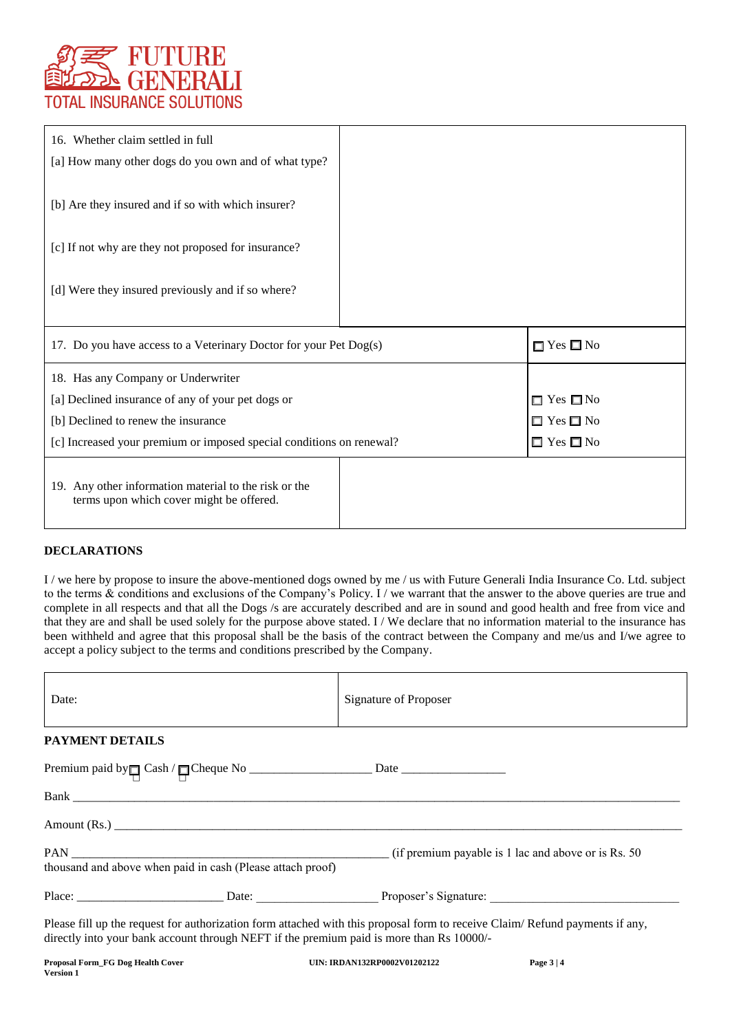| 16. Whether claim settled in full<br>[a] How many other dogs do you own and of what type?<br>[b] Are they insured and if so with which insurer?<br>[c] If not why are they not proposed for insurance?<br>[d] Were they insured previously and if so where? | |
|---|---|
| 17. Do you have access to a Veterinary Doctor for your Pet Dog(s) | ☐ Yes ☐ No |
| 18. Has any Company or Underwriter<br>[a] Declined insurance of any of your pet dogs or<br>[b] Declined to renew the insurance<br>[c] Increased your premium or imposed special conditions on renewal? | <br>☐ Yes ☐ No<br>☐ Yes ☐ No<br>☐ Yes ☐ No |
| 19. Any other information material to the risk or the terms upon which cover might be offered. | |

**DECLARATIONS**

I / we here by propose to insure the above-mentioned dogs owned by me / us with Future Generali India Insurance Co. Ltd. subject to the terms & conditions and exclusions of the Company's Policy. I / we warrant that the answer to the above queries are true and complete in all respects and that all the Dogs /s are accurately described and are in sound and good health and free from vice and that they are and shall be used solely for the purpose above stated. I / We declare that no information material to the insurance has been withheld and agree that this proposal shall be the basis of the contract between the Company and me/us and I/we agree to accept a policy subject to the terms and conditions prescribed by the Company.

| Date: | Signature of Proposer |
|---|---|

**PAYMENT DETAILS**

Premium paid by ☐ Cash / ☐ Cheque No ___________________ Date ________________

Bank ______________________________________________________________________________________

Amount (Rs.) _______________________________________________________________________________

PAN _____________________________________________ (if premium payable is 1 lac and above or is Rs. 50 thousand and above when paid in cash (Please attach proof)

Place: _______________________ Date: ___________________ Proposer's Signature: ______________________________

Please fill up the request for authorization form attached with this proposal form to receive Claim/ Refund payments if any, directly into your bank account through NEFT if the premium paid is more than Rs 10000/-

Proposal Form_FG Dog Health Cover Version 1 UIN: IRDAN132RP0002V01202122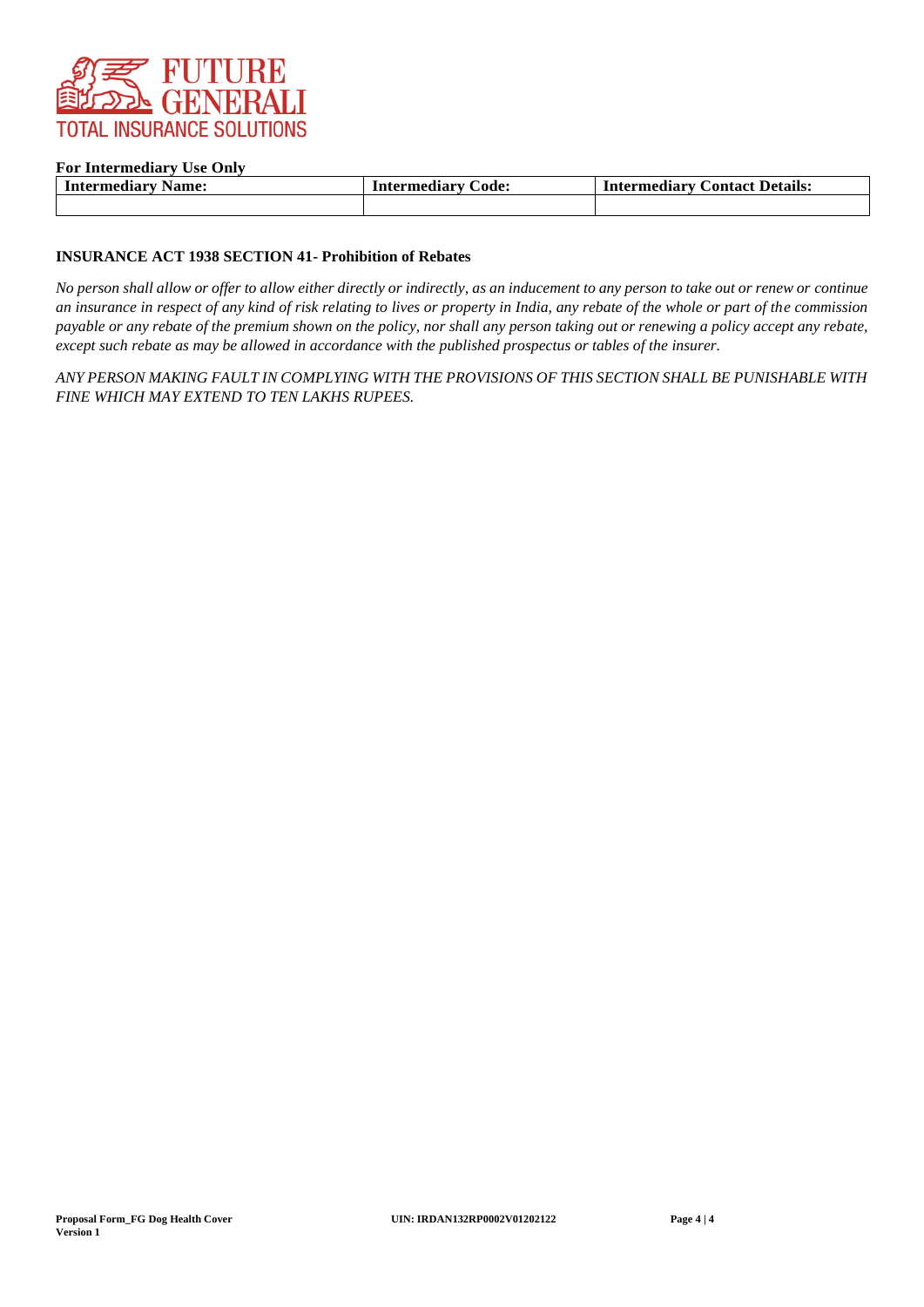**For Intermediary Use Only**

| Intermediary Name: | Intermediary Code: | Intermediary Contact Details: |
|---|---|---|
| | | |

**INSURANCE ACT 1938 SECTION 41- Prohibition of Rebates**

*No person shall allow or offer to allow either directly or indirectly, as an inducement to any person to take out or renew or continue an insurance in respect of any kind of risk relating to lives or property in India, any rebate of the whole or part of the commission payable or any rebate of the premium shown on the policy, nor shall any person taking out or renewing a policy accept any rebate, except such rebate as may be allowed in accordance with the published prospectus or tables of the insurer.*

*ANY PERSON MAKING FAULT IN COMPLYING WITH THE PROVISIONS OF THIS SECTION SHALL BE PUNISHABLE WITH FINE WHICH MAY EXTEND TO TEN LAKHS RUPEES.*